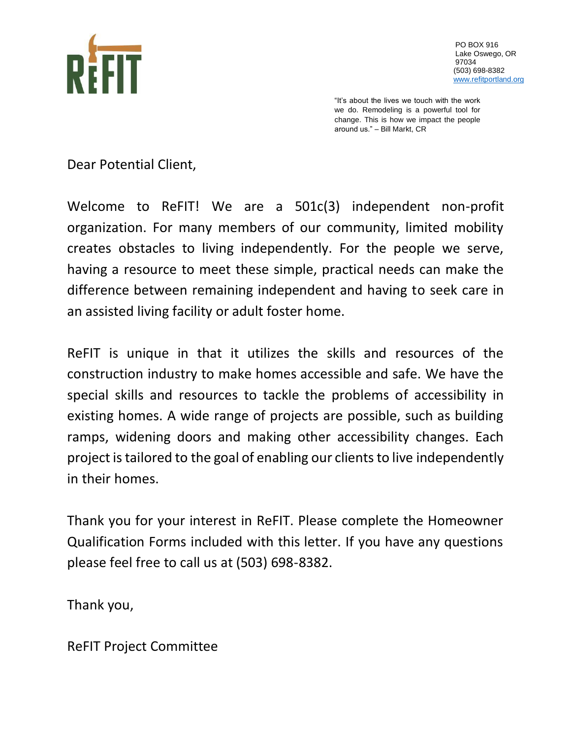**ReFIT**

PO BOX 916
Lake Oswego, OR
97034
(503) 698-8382
www.refitportland.org

"It's about the lives we touch with the work we do. Remodeling is a powerful tool for change. This is how we impact the people around us." – Bill Markt, CR

Dear Potential Client,

Welcome to ReFIT! We are a 501c(3) independent non-profit organization. For many members of our community, limited mobility creates obstacles to living independently. For the people we serve, having a resource to meet these simple, practical needs can make the difference between remaining independent and having to seek care in an assisted living facility or adult foster home.

ReFIT is unique in that it utilizes the skills and resources of the construction industry to make homes accessible and safe. We have the special skills and resources to tackle the problems of accessibility in existing homes. A wide range of projects are possible, such as building ramps, widening doors and making other accessibility changes. Each project is tailored to the goal of enabling our clients to live independently in their homes.

Thank you for your interest in ReFIT. Please complete the Homeowner Qualification Forms included with this letter. If you have any questions please feel free to call us at (503) 698-8382.

Thank you,

ReFIT Project Committee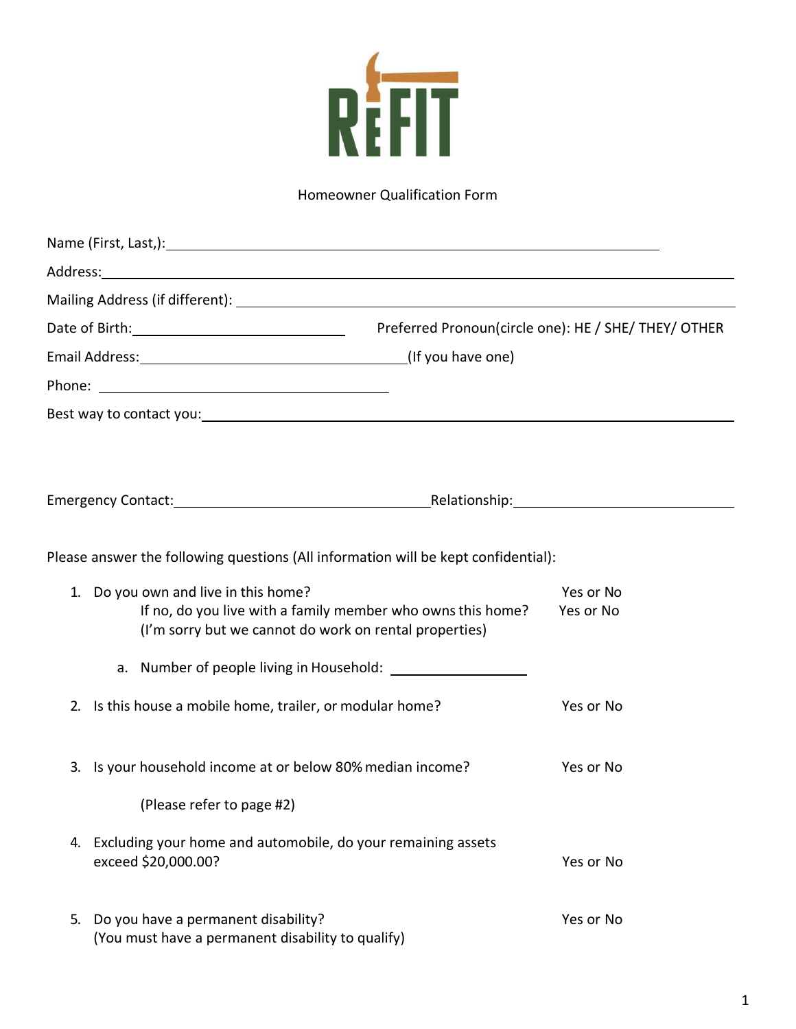Homeowner Qualification Form

Name (First, Last,):\_\_\_\_\_\_\_\_\_\_\_\_\_\_\_\_\_\_\_\_\_\_\_\_\_\_\_\_\_\_\_\_\_\_\_\_\_\_\_\_\_\_\_\_\_\_\_\_

Address:\_\_\_\_\_\_\_\_\_\_\_\_\_\_\_\_\_\_\_\_\_\_\_\_\_\_\_\_\_\_\_\_\_\_\_\_\_\_\_\_\_\_\_\_\_\_\_\_\_\_\_\_\_\_\_\_

Mailing Address (if different): \_\_\_\_\_\_\_\_\_\_\_\_\_\_\_\_\_\_\_\_\_\_\_\_\_\_\_\_\_\_\_\_\_\_\_\_\_\_\_\_

Date of Birth:\_\_\_\_\_\_\_\_\_\_\_\_\_\_\_\_\_\_\_\_ Preferred Pronoun(circle one): HE / SHE/ THEY/ OTHER

Email Address:\_\_\_\_\_\_\_\_\_\_\_\_\_\_\_\_\_\_\_\_\_\_\_\_\_\_(If you have one)

Phone: \_\_\_\_\_\_\_\_\_\_\_\_\_\_\_\_\_\_\_\_\_\_\_\_\_\_\_\_

Best way to contact you:\_\_\_\_\_\_\_\_\_\_\_\_\_\_\_\_\_\_\_\_\_\_\_\_\_\_\_\_\_\_\_\_\_\_\_\_\_\_\_\_\_\_\_\_\_\_\_\_

Emergency Contact:\_\_\_\_\_\_\_\_\_\_\_\_\_\_\_\_\_\_\_\_\_\_\_\_\_Relationship:\_\_\_\_\_\_\_\_\_\_\_\_\_\_\_\_\_\_\_\_

Please answer the following questions (All information will be kept confidential):

1. Do you own and live in this home? Yes or No
   If no, do you live with a family member who owns this home? Yes or No
   (I'm sorry but we cannot do work on rental properties)

   a. Number of people living in Household: \_\_\_\_\_\_\_\_\_\_\_\_\_\_

2. Is this house a mobile home, trailer, or modular home? Yes or No

3. Is your household income at or below 80% median income? Yes or No

   (Please refer to page #2)

4. Excluding your home and automobile, do your remaining assets exceed $20,000.00? Yes or No

5. Do you have a permanent disability? Yes or No
   (You must have a permanent disability to qualify)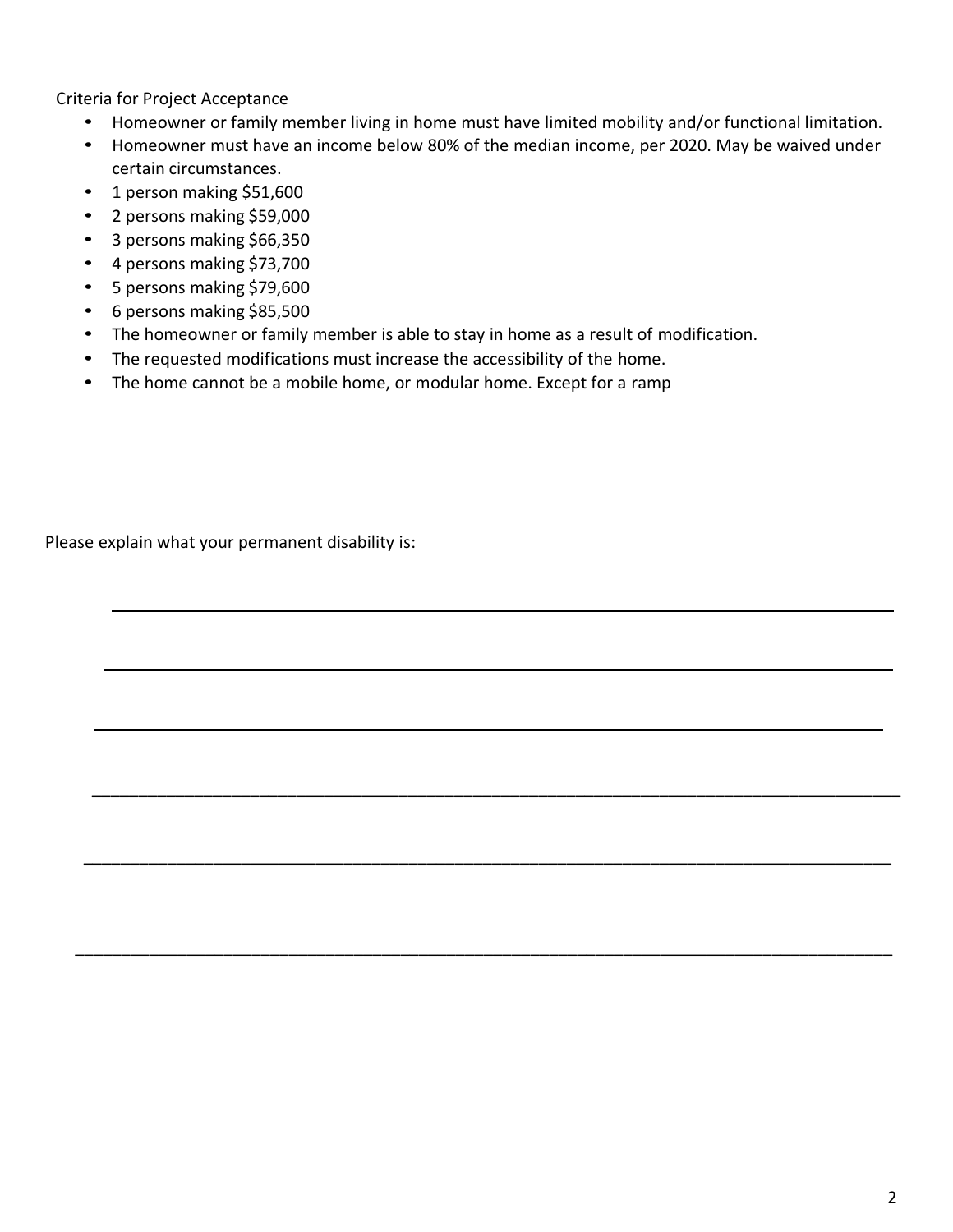Criteria for Project Acceptance

- Homeowner or family member living in home must have limited mobility and/or functional limitation.
- Homeowner must have an income below 80% of the median income, per 2020. May be waived under certain circumstances.
- 1 person making $51,600
- 2 persons making $59,000
- 3 persons making $66,350
- 4 persons making $73,700
- 5 persons making $79,600
- 6 persons making $85,500
- The homeowner or family member is able to stay in home as a result of modification.
- The requested modifications must increase the accessibility of the home.
- The home cannot be a mobile home, or modular home. Except for a ramp

Please explain what your permanent disability is:

______________________________________________________________________________

______________________________________________________________________________

______________________________________________________________________________

______________________________________________________________________________

______________________________________________________________________________

______________________________________________________________________________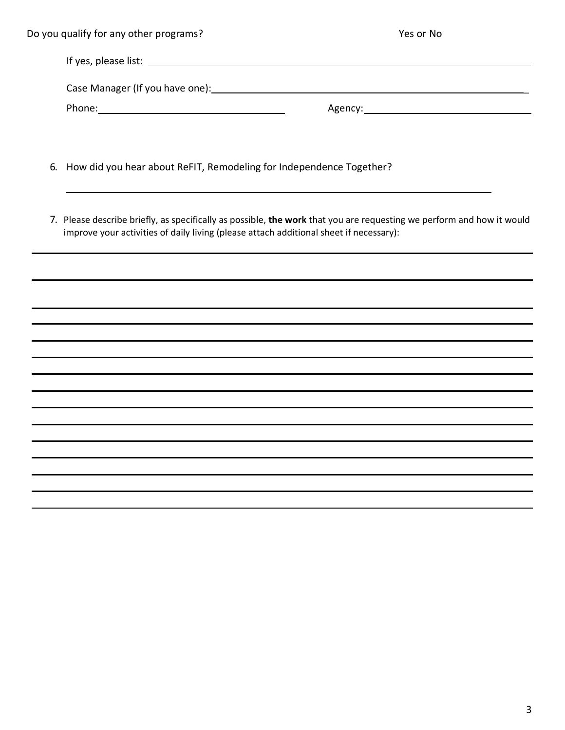Do you qualify for any other programs? Yes or No

If yes, please list: ______________________________________________

Case Manager (If you have one): ______________________________________________

Phone: ______________________ Agency: ______________________

6. How did you hear about ReFIT, Remodeling for Independence Together?

______________________________________________

7. Please describe briefly, as specifically as possible, **the work** that you are requesting we perform and how it would improve your activities of daily living (please attach additional sheet if necessary):

______________________________________________

______________________________________________

______________________________________________

______________________________________________

______________________________________________

______________________________________________

______________________________________________

______________________________________________

______________________________________________

______________________________________________

______________________________________________

______________________________________________

______________________________________________

______________________________________________

______________________________________________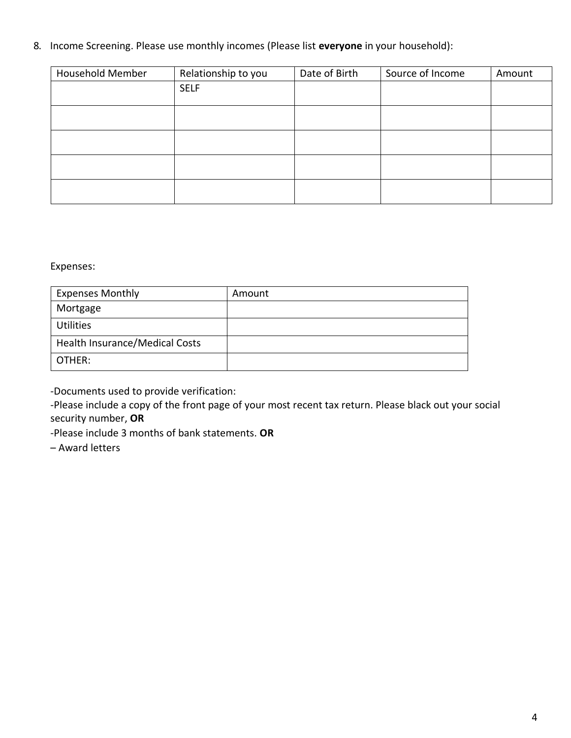8. Income Screening. Please use monthly incomes (Please list **everyone** in your household):

| Household Member | Relationship to you | Date of Birth | Source of Income | Amount |
|---|---|---|---|---|
| | SELF | | | |
| | | | | |
| | | | | |
| | | | | |
| | | | | |

Expenses:

| Expenses Monthly | Amount |
|---|---|
| Mortgage | |
| Utilities | |
| Health Insurance/Medical Costs | |
| OTHER: | |

-Documents used to provide verification:
-Please include a copy of the front page of your most recent tax return. Please black out your social security number, **OR**
-Please include 3 months of bank statements. **OR**
– Award letters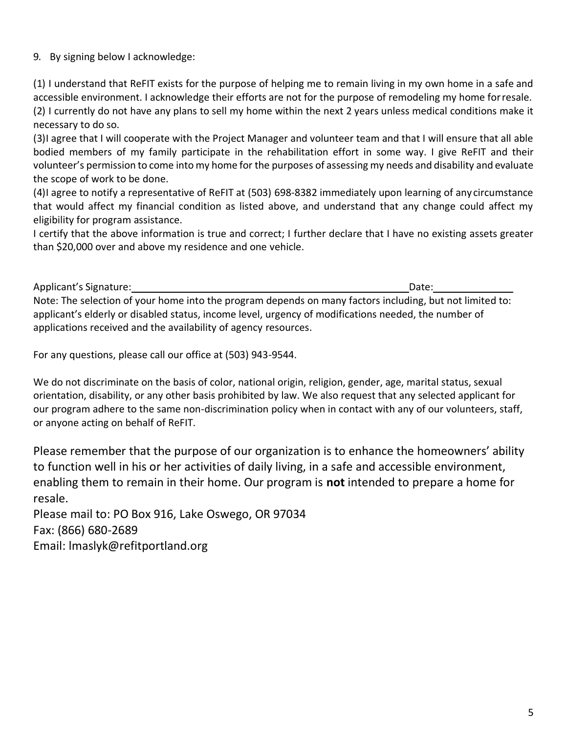9. By signing below I acknowledge:

(1) I understand that ReFIT exists for the purpose of helping me to remain living in my own home in a safe and accessible environment. I acknowledge their efforts are not for the purpose of remodeling my home for resale.
(2) I currently do not have any plans to sell my home within the next 2 years unless medical conditions make it necessary to do so.
(3)I agree that I will cooperate with the Project Manager and volunteer team and that I will ensure that all able bodied members of my family participate in the rehabilitation effort in some way. I give ReFIT and their volunteer's permission to come into my home for the purposes of assessing my needs and disability and evaluate the scope of work to be done.
(4)I agree to notify a representative of ReFIT at (503) 698-8382 immediately upon learning of any circumstance that would affect my financial condition as listed above, and understand that any change could affect my eligibility for program assistance.
I certify that the above information is true and correct; I further declare that I have no existing assets greater than $20,000 over and above my residence and one vehicle.

Applicant's Signature:\_\_\_\_\_\_\_\_\_\_\_\_\_\_\_\_\_\_\_\_\_\_\_\_\_\_\_\_\_\_\_\_\_\_\_\_\_\_\_\_ Date:\_\_\_\_\_\_\_\_\_\_\_\_

Note: The selection of your home into the program depends on many factors including, but not limited to: applicant's elderly or disabled status, income level, urgency of modifications needed, the number of applications received and the availability of agency resources.

For any questions, please call our office at (503) 943-9544.

We do not discriminate on the basis of color, national origin, religion, gender, age, marital status, sexual orientation, disability, or any other basis prohibited by law. We also request that any selected applicant for our program adhere to the same non-discrimination policy when in contact with any of our volunteers, staff, or anyone acting on behalf of ReFIT.

Please remember that the purpose of our organization is to enhance the homeowners' ability to function well in his or her activities of daily living, in a safe and accessible environment, enabling them to remain in their home. Our program is **not** intended to prepare a home for resale.

Please mail to: PO Box 916, Lake Oswego, OR 97034
Fax: (866) 680-2689
Email: lmaslyk@refitportland.org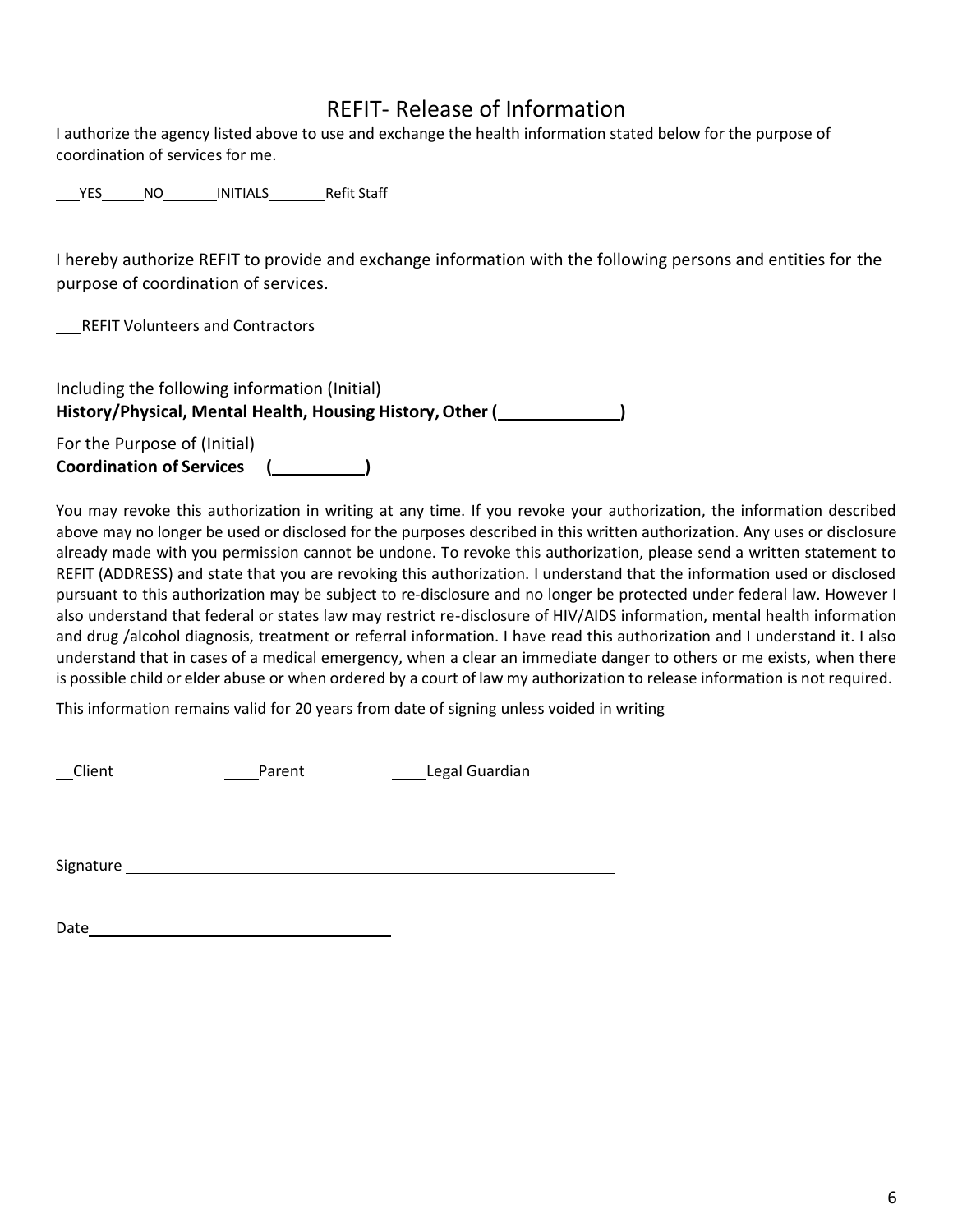# REFIT- Release of Information

I authorize the agency listed above to use and exchange the health information stated below for the purpose of coordination of services for me.

___YES_____NO_______INITIALS_______Refit Staff

I hereby authorize REFIT to provide and exchange information with the following persons and entities for the purpose of coordination of services.

___REFIT Volunteers and Contractors

Including the following information (Initial)
**History/Physical, Mental Health, Housing History, Other (____________)**

For the Purpose of (Initial)
**Coordination of Services (__________)**

You may revoke this authorization in writing at any time. If you revoke your authorization, the information described above may no longer be used or disclosed for the purposes described in this written authorization. Any uses or disclosure already made with you permission cannot be undone. To revoke this authorization, please send a written statement to REFIT (ADDRESS) and state that you are revoking this authorization. I understand that the information used or disclosed pursuant to this authorization may be subject to re-disclosure and no longer be protected under federal law. However I also understand that federal or states law may restrict re-disclosure of HIV/AIDS information, mental health information and drug /alcohol diagnosis, treatment or referral information. I have read this authorization and I understand it. I also understand that in cases of a medical emergency, when a clear an immediate danger to others or me exists, when there is possible child or elder abuse or when ordered by a court of law my authorization to release information is not required.

This information remains valid for 20 years from date of signing unless voided in writing

__Client ____Parent ____Legal Guardian

Signature ________________________________________________

Date_____________________________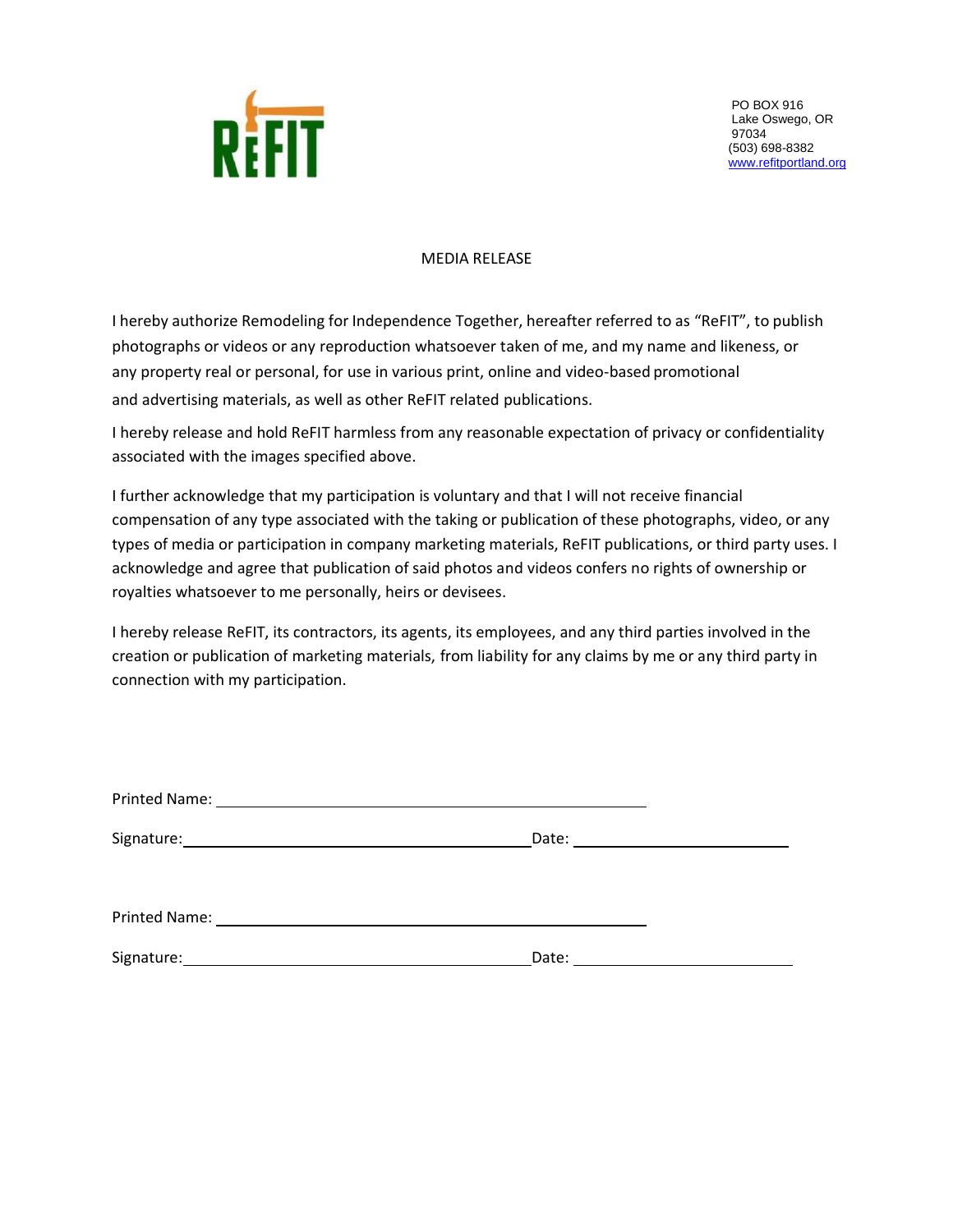RᴇFIT

PO BOX 916
Lake Oswego, OR
97034
(503) 698-8382
www.refitportland.org

# MEDIA RELEASE

I hereby authorize Remodeling for Independence Together, hereafter referred to as "ReFIT", to publish photographs or videos or any reproduction whatsoever taken of me, and my name and likeness, or any property real or personal, for use in various print, online and video-based promotional and advertising materials, as well as other ReFIT related publications.

I hereby release and hold ReFIT harmless from any reasonable expectation of privacy or confidentiality associated with the images specified above.

I further acknowledge that my participation is voluntary and that I will not receive financial compensation of any type associated with the taking or publication of these photographs, video, or any types of media or participation in company marketing materials, ReFIT publications, or third party uses. I acknowledge and agree that publication of said photos and videos confers no rights of ownership or royalties whatsoever to me personally, heirs or devisees.

I hereby release ReFIT, its contractors, its agents, its employees, and any third parties involved in the creation or publication of marketing materials, from liability for any claims by me or any third party in connection with my participation.

Printed Name: ____________________________________________

Signature: ______________________________________ Date: ________________________

Printed Name: ____________________________________________

Signature: ______________________________________ Date: ________________________